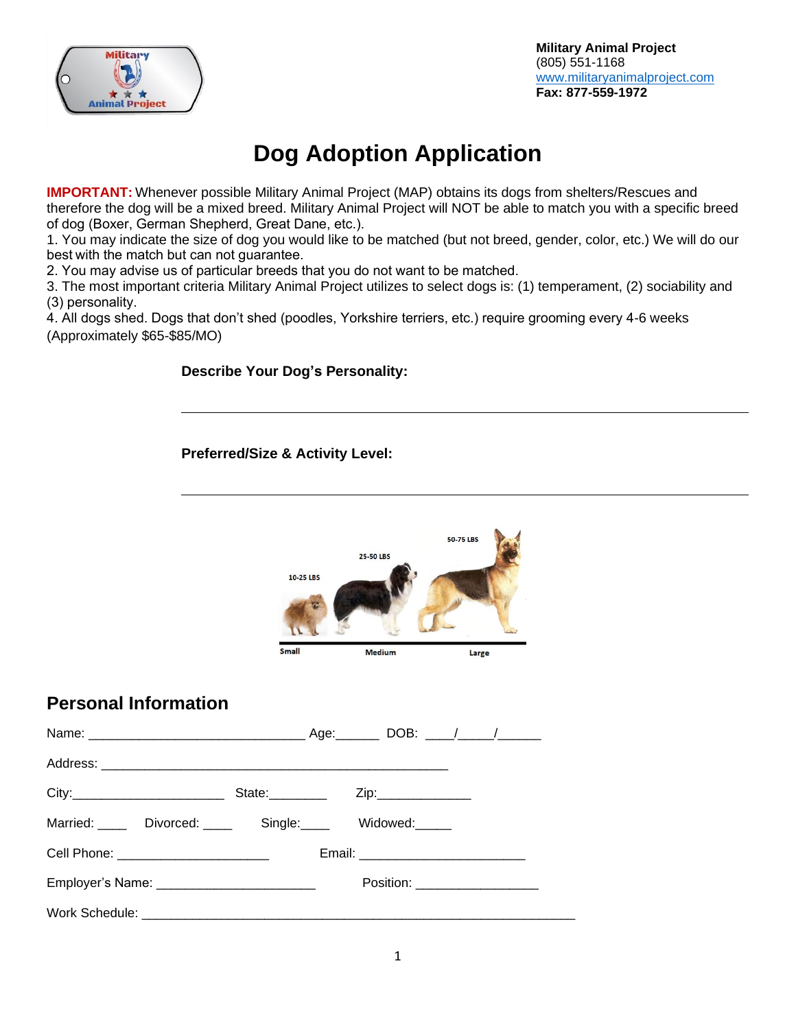**Military Animal Project**
(805) 551-1168
www.militaryanimalproject.com
**Fax: 877-559-1972**

# Dog Adoption Application

**IMPORTANT:** Whenever possible Military Animal Project (MAP) obtains its dogs from shelters/Rescues and therefore the dog will be a mixed breed. Military Animal Project will NOT be able to match you with a specific breed of dog (Boxer, German Shepherd, Great Dane, etc.).

1. You may indicate the size of dog you would like to be matched (but not breed, gender, color, etc.) We will do our best with the match but can not guarantee.
2. You may advise us of particular breeds that you do not want to be matched.
3. The most important criteria Military Animal Project utilizes to select dogs is: (1) temperament, (2) sociability and (3) personality.
4. All dogs shed. Dogs that don't shed (poodles, Yorkshire terriers, etc.) require grooming every 4-6 weeks (Approximately $65-$85/MO)

**Describe Your Dog's Personality:**

_______________________________________________

**Preferred/Size & Activity Level:**

_______________________________________________

10-25 LBS — Small
25-50 LBS — Medium
50-75 LBS — Large

## Personal Information

Name: ______________________________ Age:______ DOB: ____/_____/______

Address: ________________________________________________

City:_____________________ State:________ Zip:_____________

Married: ____ Divorced: ____ Single:____ Widowed:_____

Cell Phone: _____________________ Email: _______________________

Employer's Name: ______________________ Position: _________________

Work Schedule: ____________________________________________________________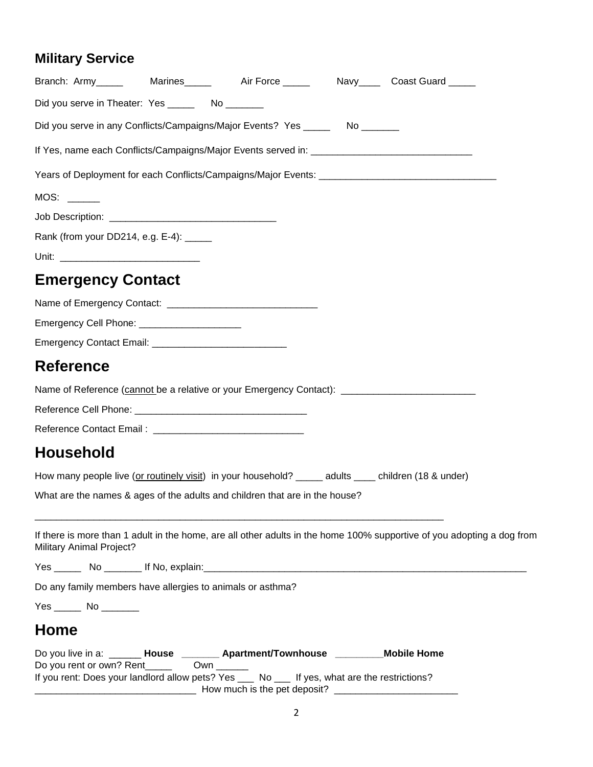## Military Service

Branch: Army_____ Marines_____ Air Force _____ Navy____ Coast Guard _____

Did you serve in Theater: Yes _____ No _______

Did you serve in any Conflicts/Campaigns/Major Events? Yes _____ No _______

If Yes, name each Conflicts/Campaigns/Major Events served in: ______________________________

Years of Deployment for each Conflicts/Campaigns/Major Events: _________________________________

MOS: ______

Job Description: _______________________________

Rank (from your DD214, e.g. E-4): _____

Unit: _________________________

# Emergency Contact

Name of Emergency Contact: ____________________________

Emergency Cell Phone: ___________________

Emergency Contact Email: _________________________

# Reference

Name of Reference (cannot be a relative or your Emergency Contact): _________________________

Reference Cell Phone: ________________________________

Reference Contact Email : ____________________________

# Household

How many people live (or routinely visit) in your household? _____ adults ____ children (18 & under)

What are the names & ages of the adults and children that are in the house?

_____________________________________________________________________________

If there is more than 1 adult in the home, are all other adults in the home 100% supportive of you adopting a dog from Military Animal Project?

Yes _____ No _______ If No, explain:_____________________________________________________________

Do any family members have allergies to animals or asthma?

Yes _____ No _______

# Home

Do you live in a: ______ **House** _______ **Apartment/Townhouse** _________**Mobile Home**
Do you rent or own? Rent_____ Own ______
If you rent: Does your landlord allow pets? Yes ___ No ___ If yes, what are the restrictions?
______________________________ How much is the pet deposit? _______________________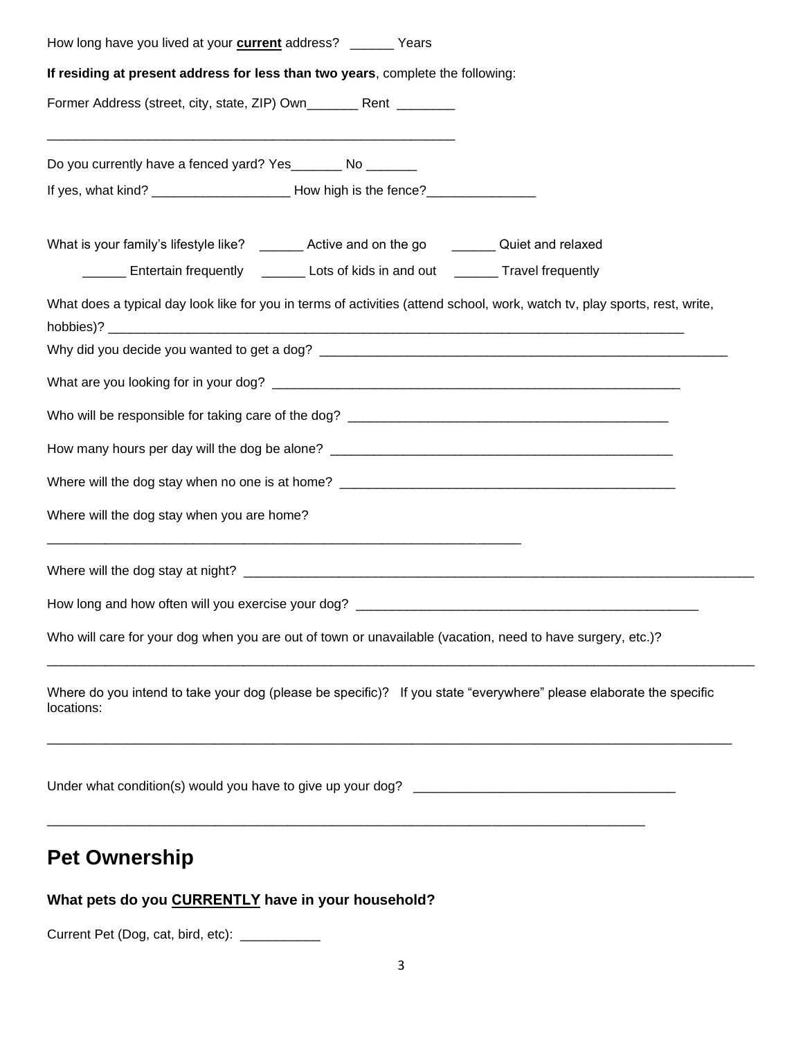How long have you lived at your **current** address? ______ Years

**If residing at present address for less than two years**, complete the following:

Former Address (street, city, state, ZIP) Own_______ Rent ________

_______________________________________________________

Do you currently have a fenced yard? Yes_______ No _______

If yes, what kind? ___________________ How high is the fence?_______________

What is your family's lifestyle like? ______ Active and on the go ______ Quiet and relaxed

______ Entertain frequently ______ Lots of kids in and out ______ Travel frequently

What does a typical day look like for you in terms of activities (attend school, work, watch tv, play sports, rest, write, hobbies)? ______________________________________________________________________________

Why did you decide you wanted to get a dog? ________________________________________________________

What are you looking for in your dog? ________________________________________________________

Who will be responsible for taking care of the dog? ____________________________________________

How many hours per day will the dog be alone? ______________________________________________

Where will the dog stay when no one is at home? _____________________________________________

Where will the dog stay when you are home?

_______________________________________________________________

Where will the dog stay at night? ______________________________________________________________________

How long and how often will you exercise your dog? ______________________________________________

Who will care for your dog when you are out of town or unavailable (vacation, need to have surgery, etc.)?

_____________________________________________________________________________________________

Where do you intend to take your dog (please be specific)? If you state "everywhere" please elaborate the specific locations:

_____________________________________________________________________________________________

Under what condition(s) would you have to give up your dog? ___________________________________

_______________________________________________________________________________

## Pet Ownership

### What pets do you <u>CURRENTLY</u> have in your household?

Current Pet (Dog, cat, bird, etc): ___________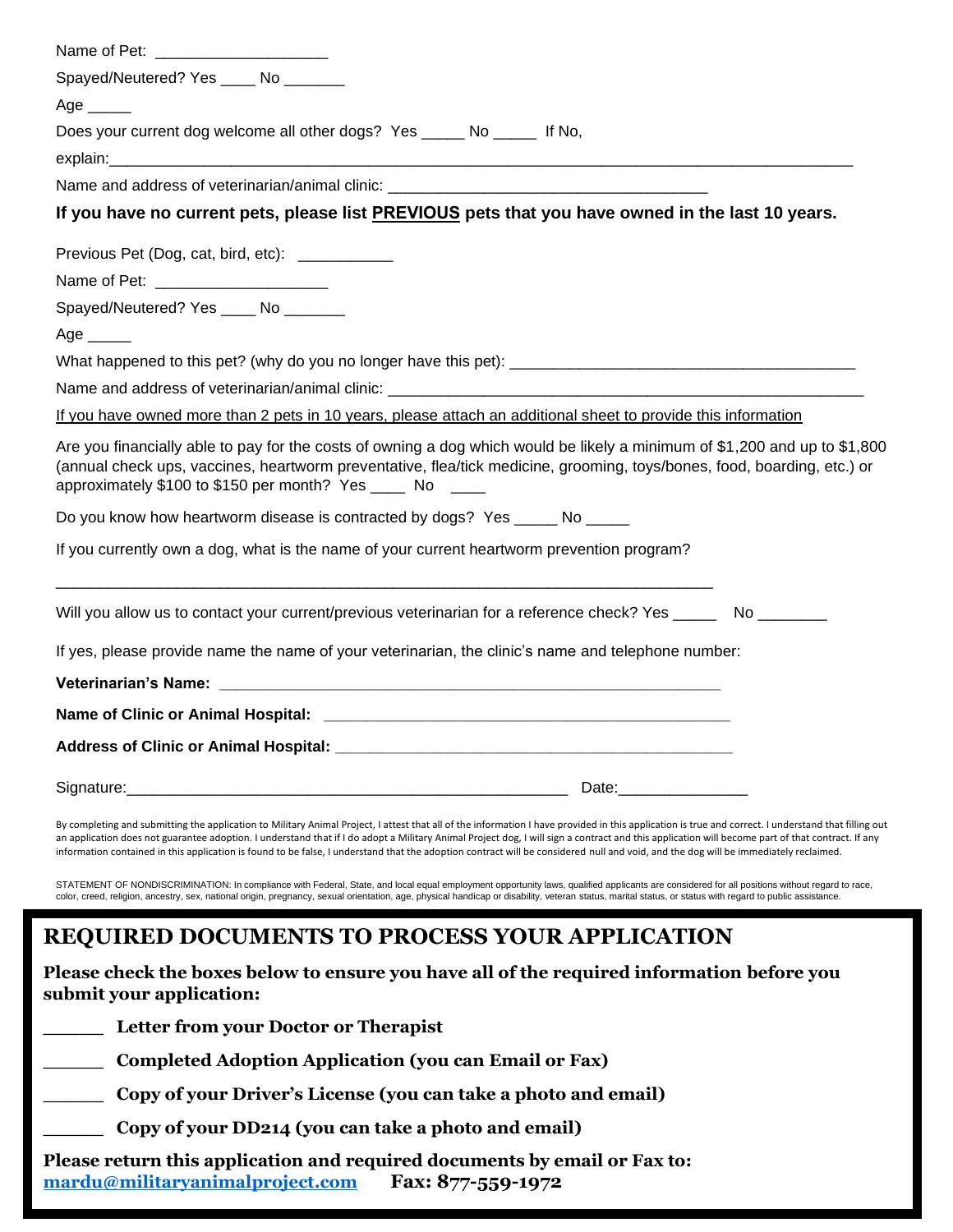Name of Pet: ____________________

Spayed/Neutered? Yes ____ No _______

Age _____

Does your current dog welcome all other dogs? Yes _____ No _____ If No, explain:_______________________________________________________________________________

Name and address of veterinarian/animal clinic: ___________________________________

**If you have no current pets, please list PREVIOUS pets that you have owned in the last 10 years.**

Previous Pet (Dog, cat, bird, etc): ___________

Name of Pet: ____________________

Spayed/Neutered? Yes ____ No _______

Age _____

What happened to this pet? (why do you no longer have this pet): ________________________________________

Name and address of veterinarian/animal clinic: _________________________________________________________

If you have owned more than 2 pets in 10 years, please attach an additional sheet to provide this information

Are you financially able to pay for the costs of owning a dog which would be likely a minimum of $1,200 and up to $1,800 (annual check ups, vaccines, heartworm preventative, flea/tick medicine, grooming, toys/bones, food, boarding, etc.) or approximately $100 to $150 per month? Yes ____ No ____

Do you know how heartworm disease is contracted by dogs? Yes _____ No _____

If you currently own a dog, what is the name of your current heartworm prevention program?

_____________________________________________________________________________

Will you allow us to contact your current/previous veterinarian for a reference check? Yes _____ No ________

If yes, please provide name the name of your veterinarian, the clinic's name and telephone number:

**Veterinarian's Name:** ___________________________________________________________

**Name of Clinic or Animal Hospital:** _______________________________________________

**Address of Clinic or Animal Hospital:** _____________________________________________

Signature:____________________________________________________ Date:_______________

By completing and submitting the application to Military Animal Project, I attest that all of the information I have provided in this application is true and correct. I understand that filling out an application does not guarantee adoption. I understand that if I do adopt a Military Animal Project dog, I will sign a contract and this application will become part of that contract. If any information contained in this application is found to be false, I understand that the adoption contract will be considered null and void, and the dog will be immediately reclaimed.

STATEMENT OF NONDISCRIMINATION: In compliance with Federal, State, and local equal employment opportunity laws, qualified applicants are considered for all positions without regard to race, color, creed, religion, ancestry, sex, national origin, pregnancy, sexual orientation, age, physical handicap or disability, veteran status, marital status, or status with regard to public assistance.

## REQUIRED DOCUMENTS TO PROCESS YOUR APPLICATION

**Please check the boxes below to ensure you have all of the required information before you submit your application:**

_____ **Letter from your Doctor or Therapist**

_____ **Completed Adoption Application (you can Email or Fax)**

_____ **Copy of your Driver's License (you can take a photo and email)**

_____ **Copy of your DD214 (you can take a photo and email)**

**Please return this application and required documents by email or Fax to:**
**mardu@militaryanimalproject.com Fax: 877-559-1972**